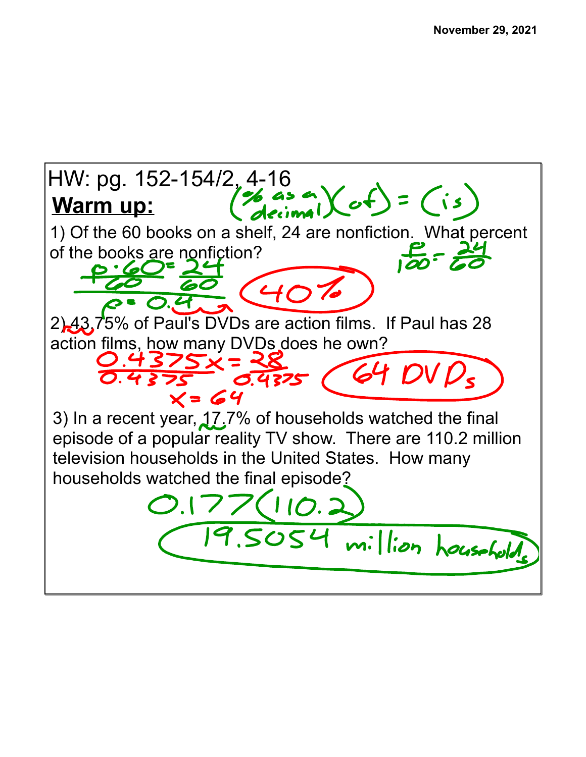November 29, 2021

HW: pg. 152-154/2, 4-16

## Warm up:

$(\%\text{ as a decimal})(\text{of}) = (\text{is})$

1) Of the 60 books on a shelf, 24 are nonfiction. What percent of the books are nonfiction?

$\frac{p}{100} = \frac{24}{60}$

$\frac{p \cdot 60}{60} = \frac{24}{60}$

$p = 0.4$

**40%**

2) 43.75% of Paul's DVDs are action films. If Paul has 28 action films, how many DVDs does he own?

$\frac{0.4375x}{0.4375} = \frac{28}{0.4375}$

$x = 64$

**64 DVDs**

3) In a recent year, 17.7% of households watched the final episode of a popular reality TV show. There are 110.2 million television households in the United States. How many households watched the final episode?

$0.177(110.2)$

**19.5054 million households**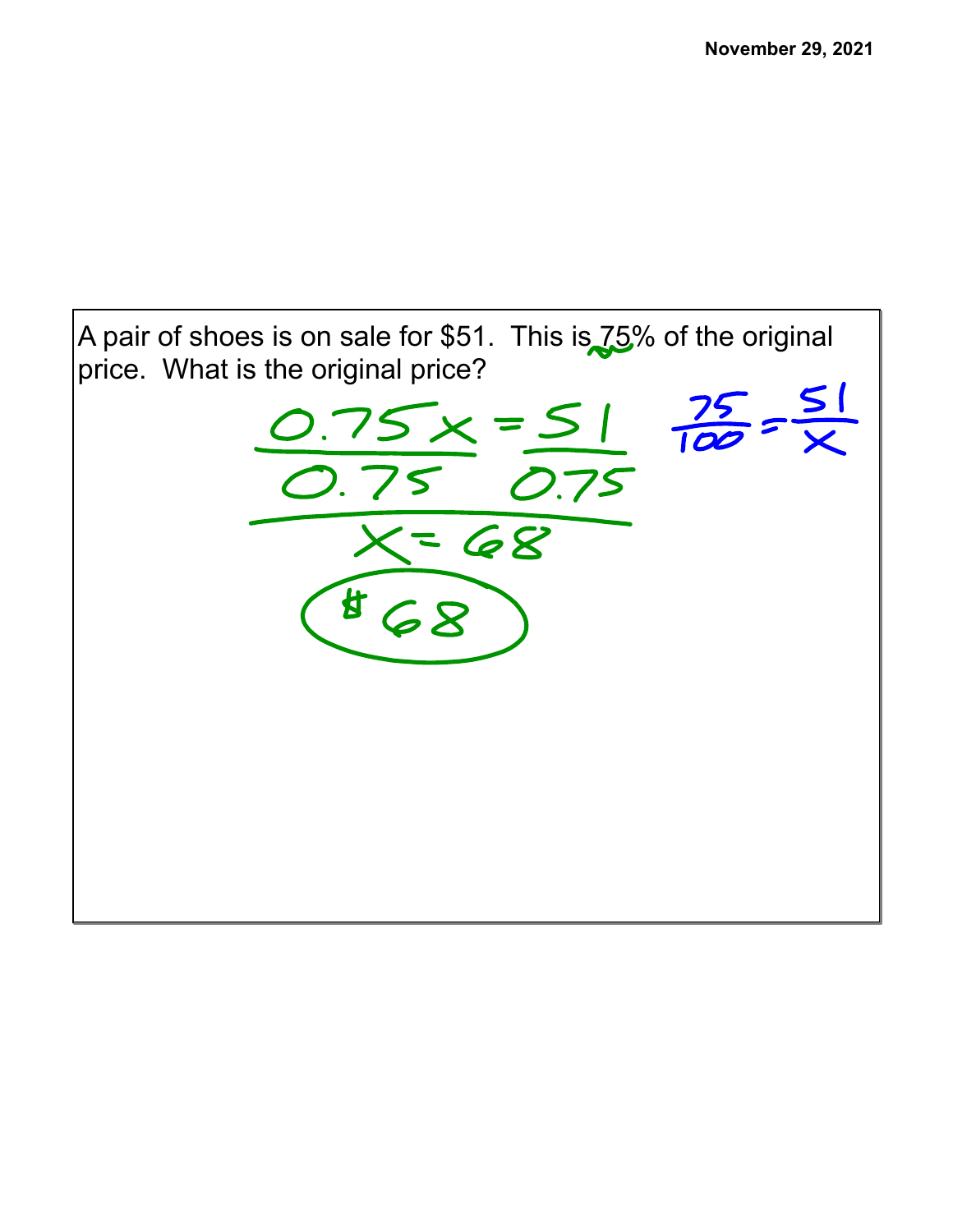November 29, 2021

A pair of shoes is on sale for $51.  This is 75% of the original price.  What is the original price?

$$\frac{0.75x}{0.75} = \frac{51}{0.75}$$

$$\frac{75}{100} = \frac{51}{x}$$

$$x = 68$$

$68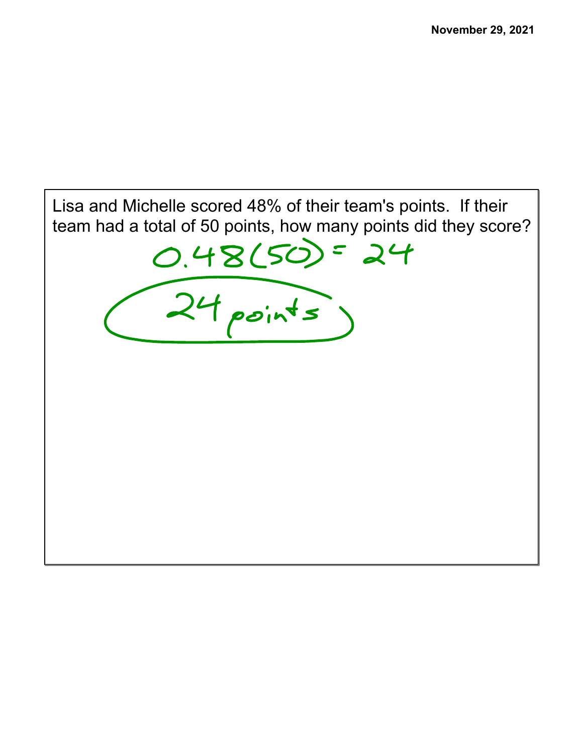November 29, 2021

Lisa and Michelle scored 48% of their team's points. If their team had a total of 50 points, how many points did they score?

$0.48(50) = 24$

24 points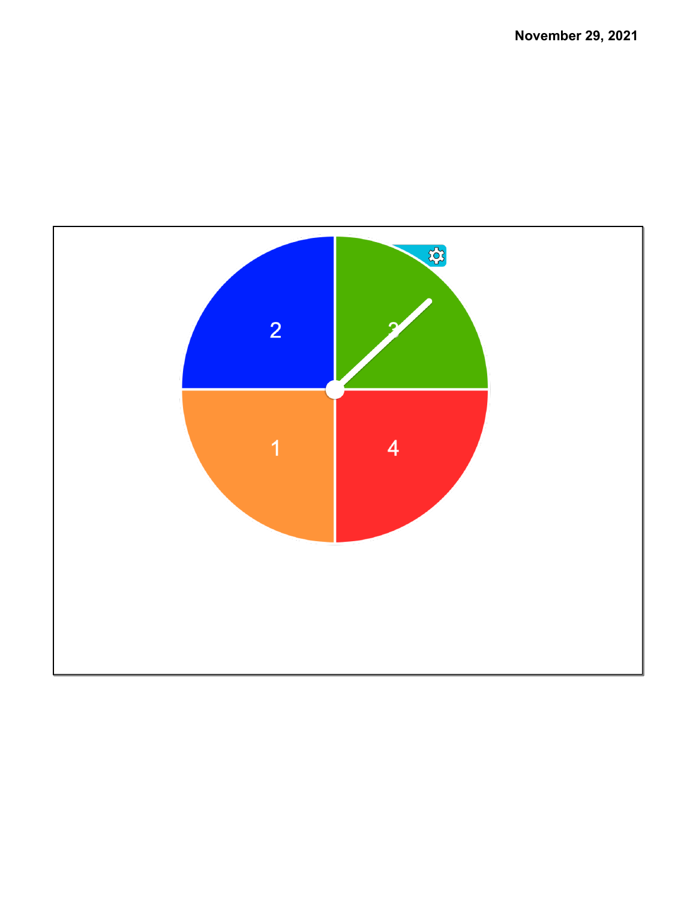November 29, 2021

2

3

1

4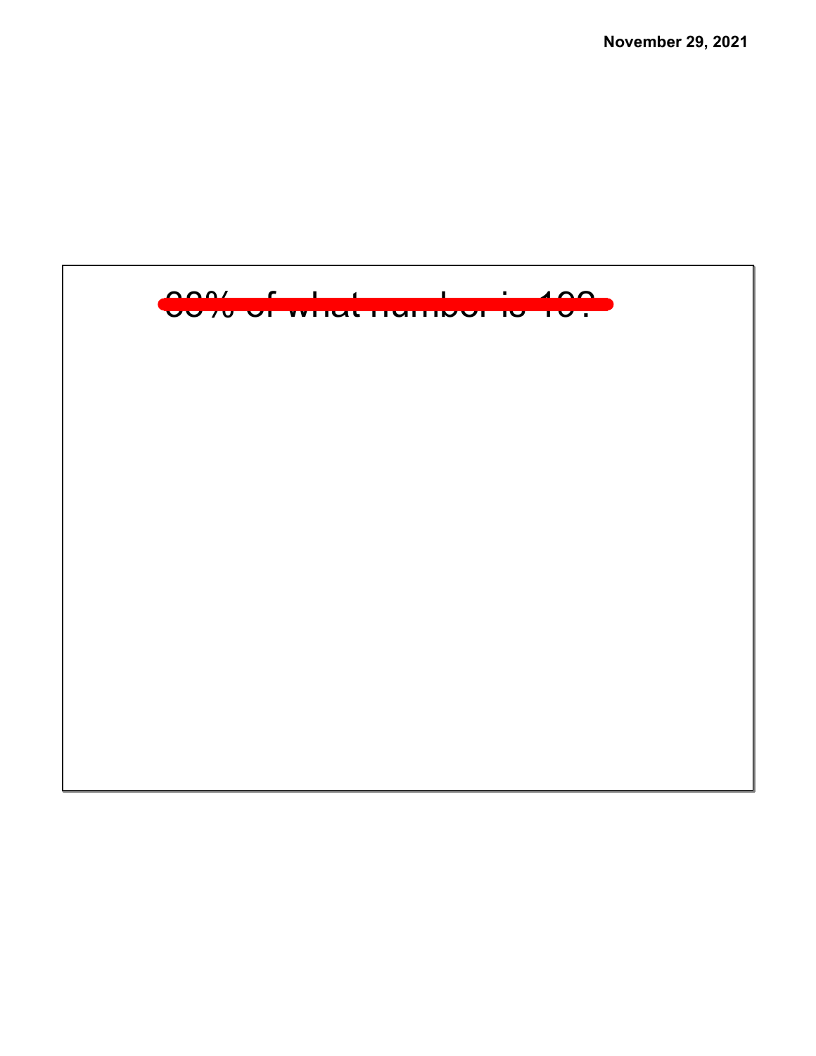~~80% of what number is 10?~~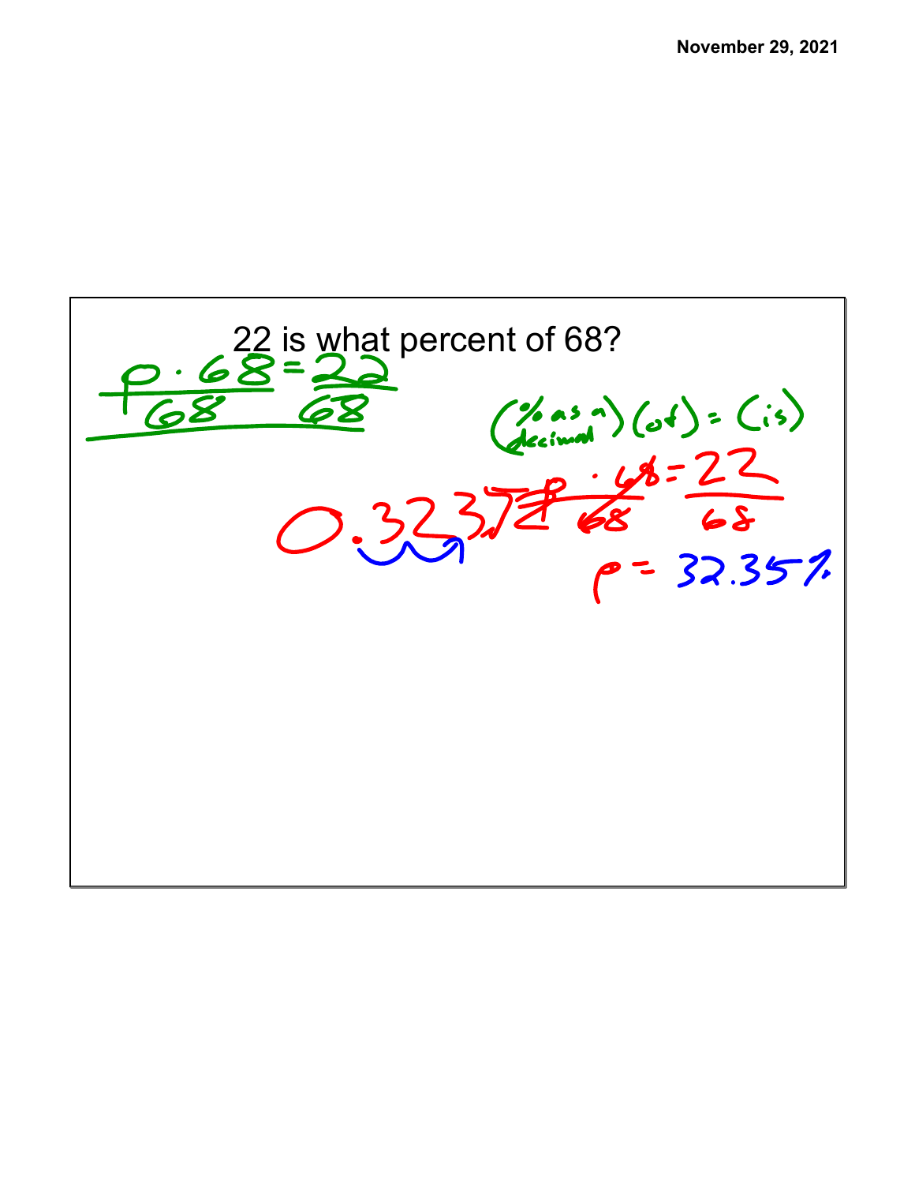November 29, 2021

22 is what percent of 68?

$$\frac{p \cdot 68}{68} = \frac{22}{68}$$

(% as a decimal)(of) = (is)

$$\frac{p \cdot 68}{68} = \frac{22}{68}$$

$0.32352$

$p = 32.35\%$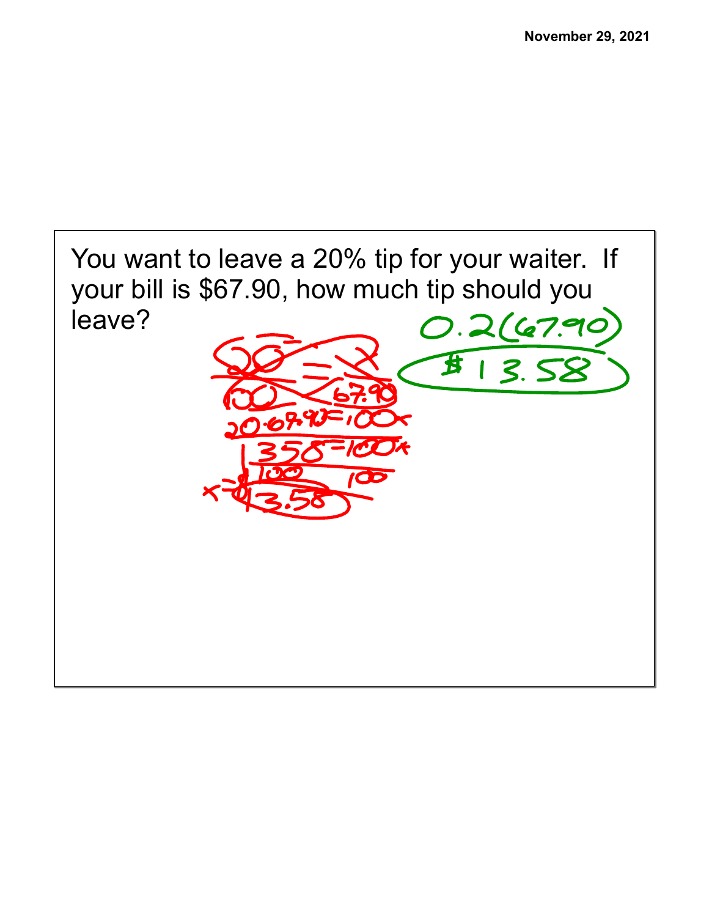You want to leave a 20% tip for your waiter. If your bill is $67.90, how much tip should you leave?

$$\frac{20}{100} = \frac{x}{67.90}$$

$$20 \cdot 67.90 = 100x$$

$$\frac{1358}{100} = \frac{100x}{100}$$

$$x = 13.58$$

$$0.2(67.90)$$

**$13.58**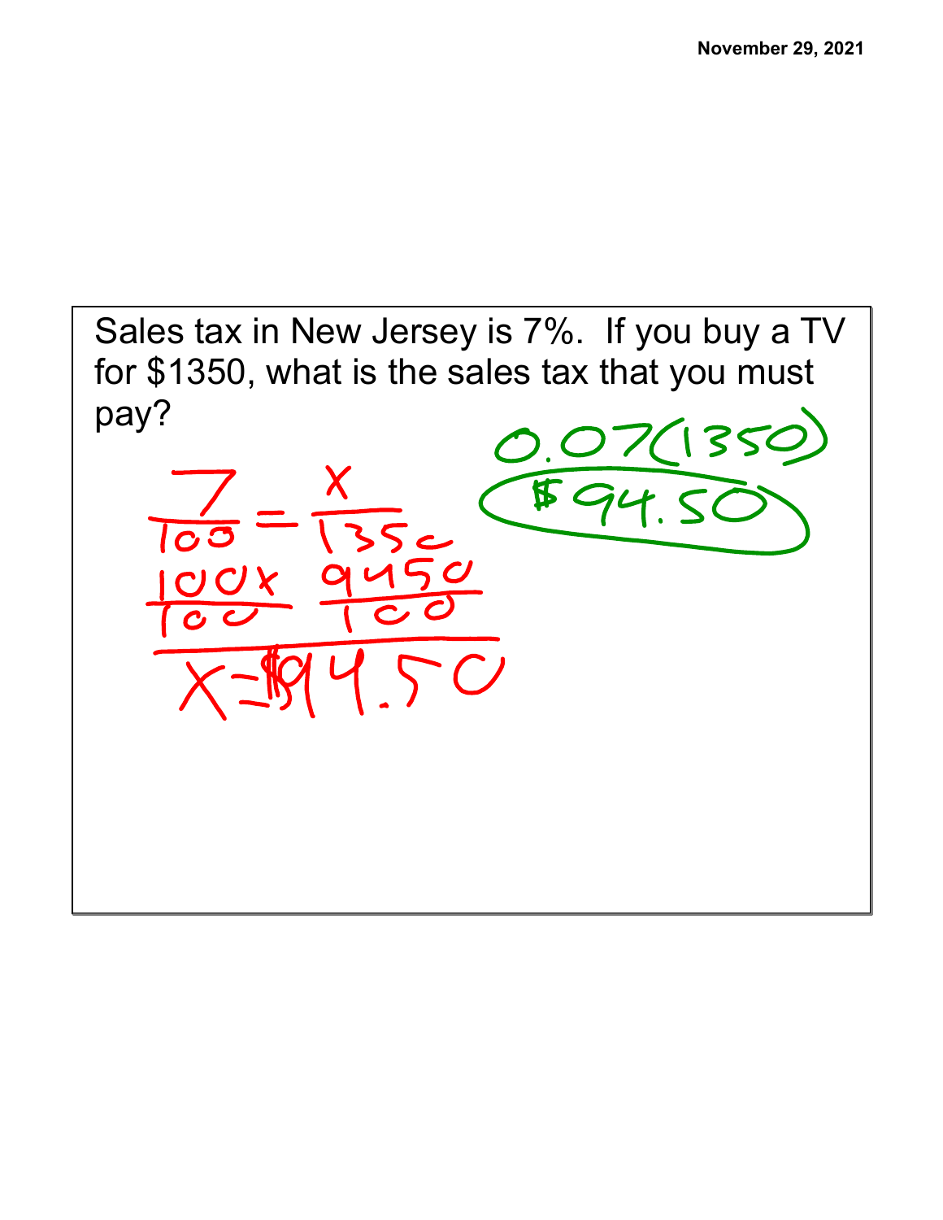Sales tax in New Jersey is 7%. If you buy a TV for \$1350, what is the sales tax that you must pay?

$$\frac{7}{100} = \frac{x}{1350}$$

$$\frac{100x}{100} \quad \frac{9450}{100}$$

$$x = \$94.50$$

$$0.07(1350)$$

**\$94.50**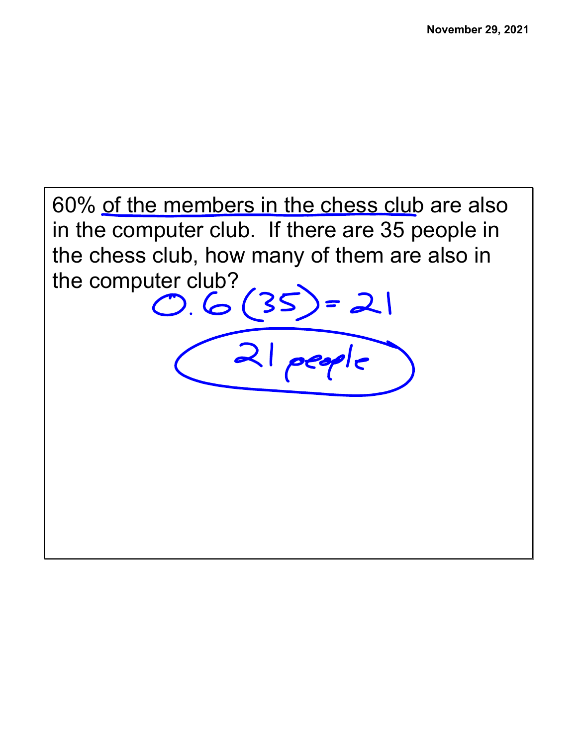60% of the members in the chess club are also in the computer club. If there are 35 people in the chess club, how many of them are also in the computer club?

$0.6(35) = 21$

21 people